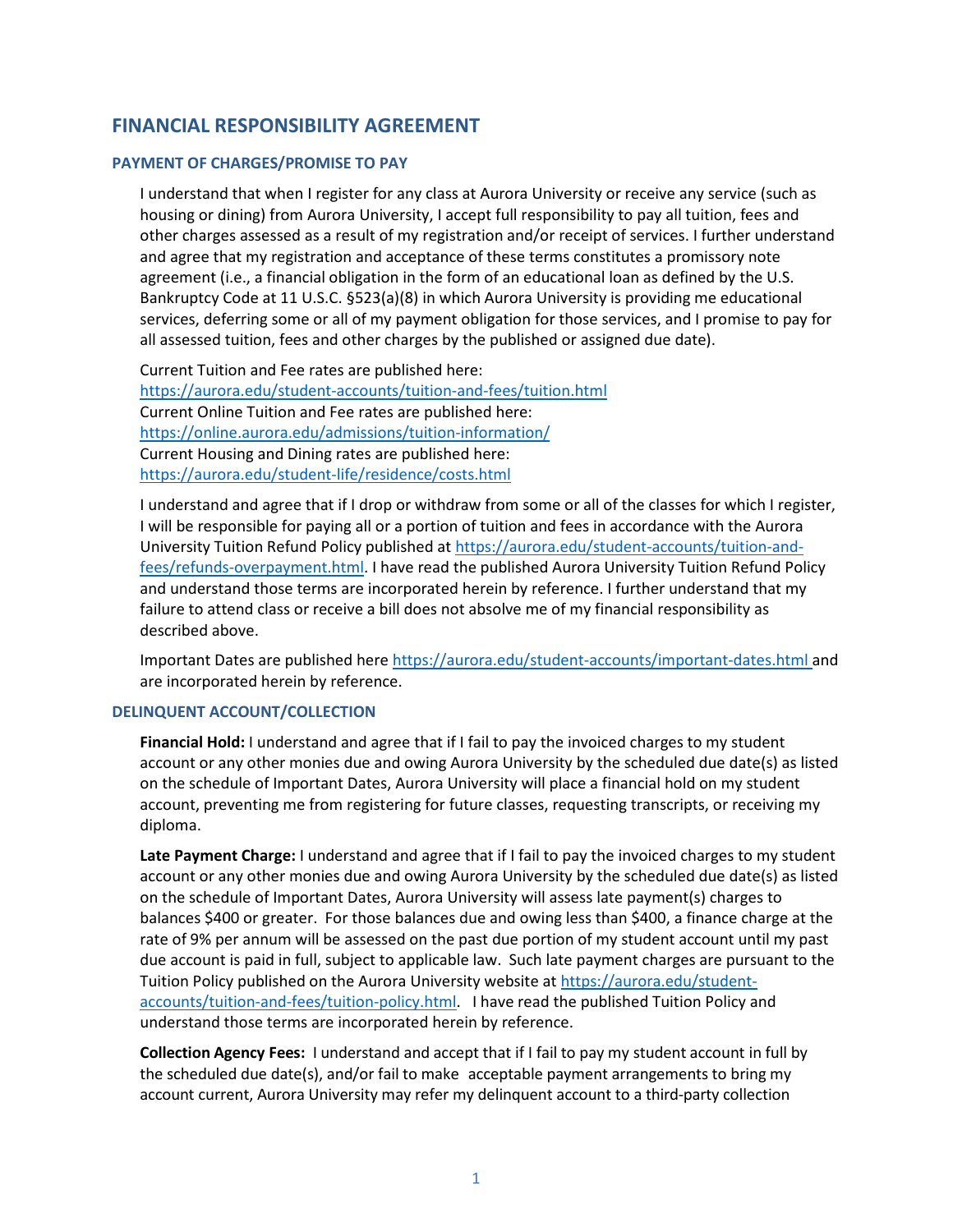# FINANCIAL RESPONSIBILITY AGREEMENT

## PAYMENT OF CHARGES/PROMISE TO PAY

I understand that when I register for any class at Aurora University or receive any service (such as housing or dining) from Aurora University, I accept full responsibility to pay all tuition, fees and other charges assessed as a result of my registration and/or receipt of services. I further understand and agree that my registration and acceptance of these terms constitutes a promissory note agreement (i.e., a financial obligation in the form of an educational loan as defined by the U.S. Bankruptcy Code at 11 U.S.C. §523(a)(8) in which Aurora University is providing me educational services, deferring some or all of my payment obligation for those services, and I promise to pay for all assessed tuition, fees and other charges by the published or assigned due date).

Current Tuition and Fee rates are published here:
https://aurora.edu/student-accounts/tuition-and-fees/tuition.html
Current Online Tuition and Fee rates are published here:
https://online.aurora.edu/admissions/tuition-information/
Current Housing and Dining rates are published here:
https://aurora.edu/student-life/residence/costs.html

I understand and agree that if I drop or withdraw from some or all of the classes for which I register, I will be responsible for paying all or a portion of tuition and fees in accordance with the Aurora University Tuition Refund Policy published at https://aurora.edu/student-accounts/tuition-and-fees/refunds-overpayment.html. I have read the published Aurora University Tuition Refund Policy and understand those terms are incorporated herein by reference. I further understand that my failure to attend class or receive a bill does not absolve me of my financial responsibility as described above.

Important Dates are published here https://aurora.edu/student-accounts/important-dates.html and are incorporated herein by reference.

## DELINQUENT ACCOUNT/COLLECTION

**Financial Hold:** I understand and agree that if I fail to pay the invoiced charges to my student account or any other monies due and owing Aurora University by the scheduled due date(s) as listed on the schedule of Important Dates, Aurora University will place a financial hold on my student account, preventing me from registering for future classes, requesting transcripts, or receiving my diploma.

**Late Payment Charge:** I understand and agree that if I fail to pay the invoiced charges to my student account or any other monies due and owing Aurora University by the scheduled due date(s) as listed on the schedule of Important Dates, Aurora University will assess late payment(s) charges to balances $400 or greater. For those balances due and owing less than $400, a finance charge at the rate of 9% per annum will be assessed on the past due portion of my student account until my past due account is paid in full, subject to applicable law. Such late payment charges are pursuant to the Tuition Policy published on the Aurora University website at https://aurora.edu/student-accounts/tuition-and-fees/tuition-policy.html. I have read the published Tuition Policy and understand those terms are incorporated herein by reference.

**Collection Agency Fees:** I understand and accept that if I fail to pay my student account in full by the scheduled due date(s), and/or fail to make acceptable payment arrangements to bring my account current, Aurora University may refer my delinquent account to a third-party collection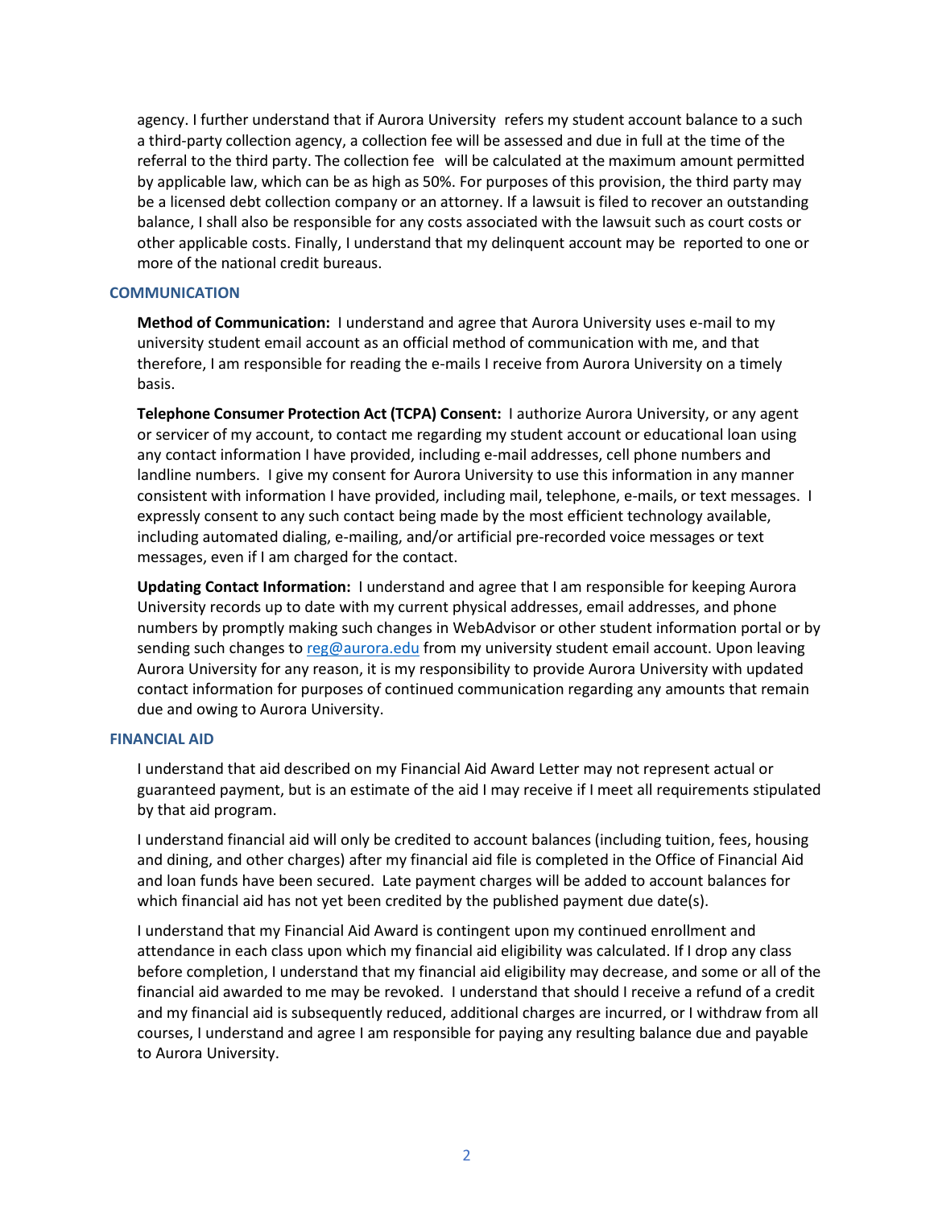agency. I further understand that if Aurora University refers my student account balance to a such a third-party collection agency, a collection fee will be assessed and due in full at the time of the referral to the third party. The collection fee will be calculated at the maximum amount permitted by applicable law, which can be as high as 50%. For purposes of this provision, the third party may be a licensed debt collection company or an attorney. If a lawsuit is filed to recover an outstanding balance, I shall also be responsible for any costs associated with the lawsuit such as court costs or other applicable costs. Finally, I understand that my delinquent account may be reported to one or more of the national credit bureaus.

## COMMUNICATION

**Method of Communication:** I understand and agree that Aurora University uses e-mail to my university student email account as an official method of communication with me, and that therefore, I am responsible for reading the e-mails I receive from Aurora University on a timely basis.

**Telephone Consumer Protection Act (TCPA) Consent:** I authorize Aurora University, or any agent or servicer of my account, to contact me regarding my student account or educational loan using any contact information I have provided, including e-mail addresses, cell phone numbers and landline numbers. I give my consent for Aurora University to use this information in any manner consistent with information I have provided, including mail, telephone, e-mails, or text messages. I expressly consent to any such contact being made by the most efficient technology available, including automated dialing, e-mailing, and/or artificial pre-recorded voice messages or text messages, even if I am charged for the contact.

**Updating Contact Information:** I understand and agree that I am responsible for keeping Aurora University records up to date with my current physical addresses, email addresses, and phone numbers by promptly making such changes in WebAdvisor or other student information portal or by sending such changes to reg@aurora.edu from my university student email account. Upon leaving Aurora University for any reason, it is my responsibility to provide Aurora University with updated contact information for purposes of continued communication regarding any amounts that remain due and owing to Aurora University.

## FINANCIAL AID

I understand that aid described on my Financial Aid Award Letter may not represent actual or guaranteed payment, but is an estimate of the aid I may receive if I meet all requirements stipulated by that aid program.

I understand financial aid will only be credited to account balances (including tuition, fees, housing and dining, and other charges) after my financial aid file is completed in the Office of Financial Aid and loan funds have been secured. Late payment charges will be added to account balances for which financial aid has not yet been credited by the published payment due date(s).

I understand that my Financial Aid Award is contingent upon my continued enrollment and attendance in each class upon which my financial aid eligibility was calculated. If I drop any class before completion, I understand that my financial aid eligibility may decrease, and some or all of the financial aid awarded to me may be revoked. I understand that should I receive a refund of a credit and my financial aid is subsequently reduced, additional charges are incurred, or I withdraw from all courses, I understand and agree I am responsible for paying any resulting balance due and payable to Aurora University.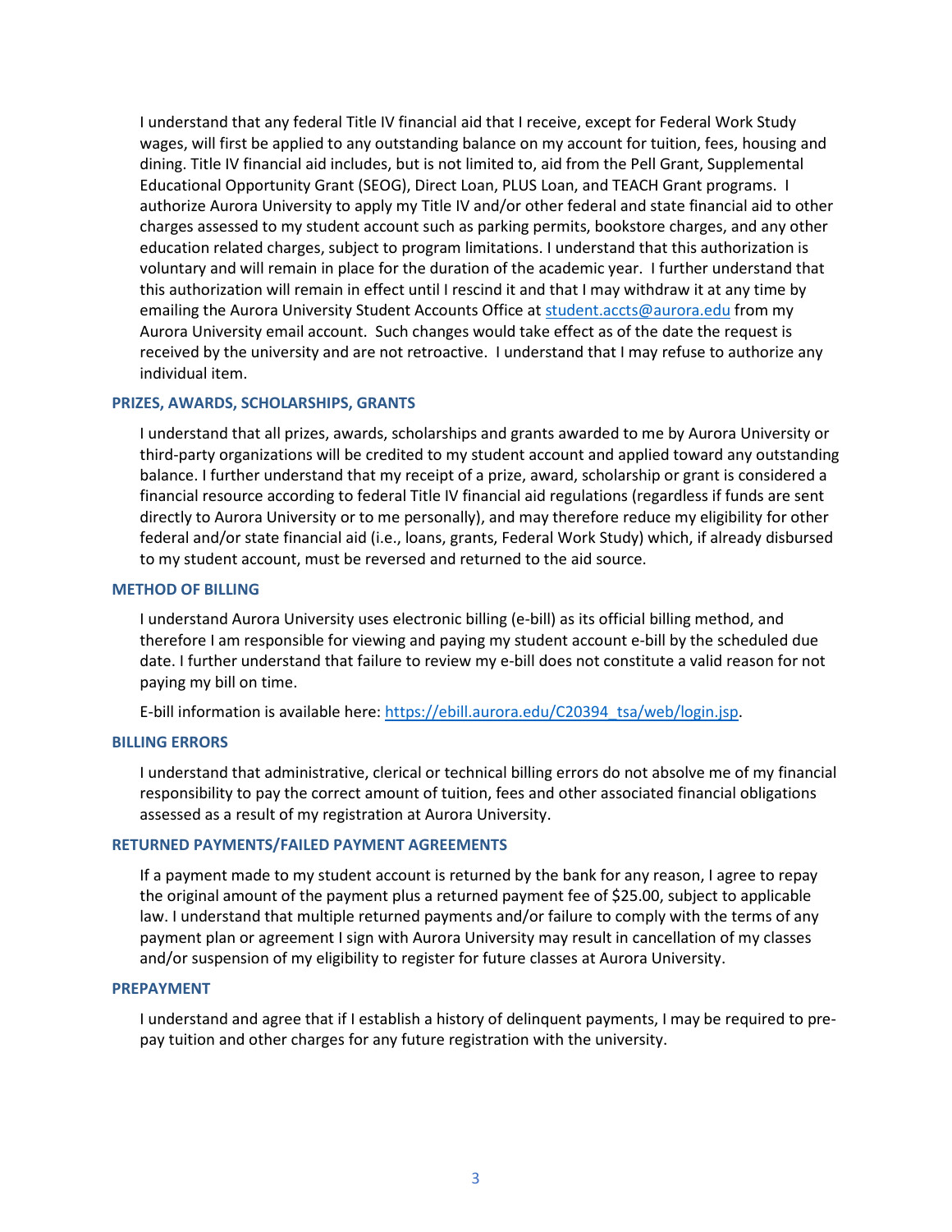I understand that any federal Title IV financial aid that I receive, except for Federal Work Study wages, will first be applied to any outstanding balance on my account for tuition, fees, housing and dining. Title IV financial aid includes, but is not limited to, aid from the Pell Grant, Supplemental Educational Opportunity Grant (SEOG), Direct Loan, PLUS Loan, and TEACH Grant programs. I authorize Aurora University to apply my Title IV and/or other federal and state financial aid to other charges assessed to my student account such as parking permits, bookstore charges, and any other education related charges, subject to program limitations. I understand that this authorization is voluntary and will remain in place for the duration of the academic year. I further understand that this authorization will remain in effect until I rescind it and that I may withdraw it at any time by emailing the Aurora University Student Accounts Office at [student.accts@aurora.edu](mailto:student.accts@aurora.edu) from my Aurora University email account. Such changes would take effect as of the date the request is received by the university and are not retroactive. I understand that I may refuse to authorize any individual item.

### PRIZES, AWARDS, SCHOLARSHIPS, GRANTS

I understand that all prizes, awards, scholarships and grants awarded to me by Aurora University or third-party organizations will be credited to my student account and applied toward any outstanding balance. I further understand that my receipt of a prize, award, scholarship or grant is considered a financial resource according to federal Title IV financial aid regulations (regardless if funds are sent directly to Aurora University or to me personally), and may therefore reduce my eligibility for other federal and/or state financial aid (i.e., loans, grants, Federal Work Study) which, if already disbursed to my student account, must be reversed and returned to the aid source.

### METHOD OF BILLING

I understand Aurora University uses electronic billing (e-bill) as its official billing method, and therefore I am responsible for viewing and paying my student account e-bill by the scheduled due date. I further understand that failure to review my e-bill does not constitute a valid reason for not paying my bill on time.

E-bill information is available here: [https://ebill.aurora.edu/C20394_tsa/web/login.jsp](https://ebill.aurora.edu/C20394_tsa/web/login.jsp).

### BILLING ERRORS

I understand that administrative, clerical or technical billing errors do not absolve me of my financial responsibility to pay the correct amount of tuition, fees and other associated financial obligations assessed as a result of my registration at Aurora University.

### RETURNED PAYMENTS/FAILED PAYMENT AGREEMENTS

If a payment made to my student account is returned by the bank for any reason, I agree to repay the original amount of the payment plus a returned payment fee of $25.00, subject to applicable law. I understand that multiple returned payments and/or failure to comply with the terms of any payment plan or agreement I sign with Aurora University may result in cancellation of my classes and/or suspension of my eligibility to register for future classes at Aurora University.

### PREPAYMENT

I understand and agree that if I establish a history of delinquent payments, I may be required to pre-pay tuition and other charges for any future registration with the university.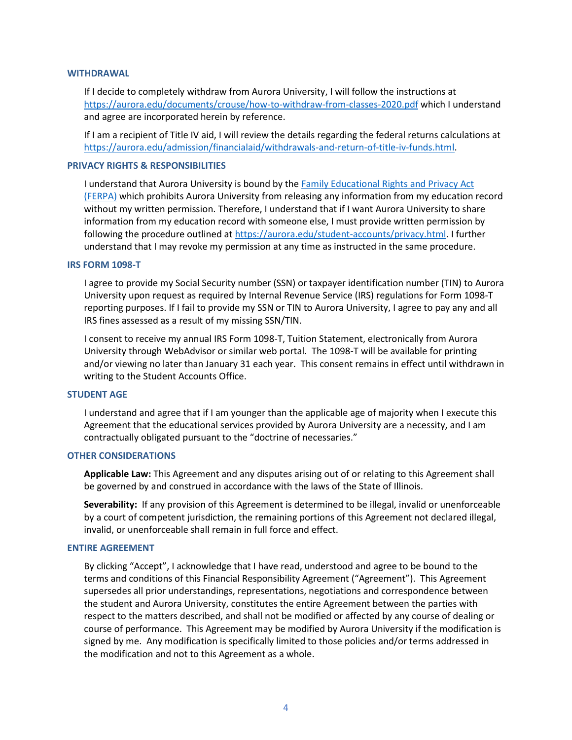### WITHDRAWAL

If I decide to completely withdraw from Aurora University, I will follow the instructions at [https://aurora.edu/documents/crouse/how-to-withdraw-from-classes-2020.pdf](https://aurora.edu/documents/crouse/how-to-withdraw-from-classes-2020.pdf) which I understand and agree are incorporated herein by reference.

If I am a recipient of Title IV aid, I will review the details regarding the federal returns calculations at [https://aurora.edu/admission/financialaid/withdrawals-and-return-of-title-iv-funds.html](https://aurora.edu/admission/financialaid/withdrawals-and-return-of-title-iv-funds.html).

### PRIVACY RIGHTS & RESPONSIBILITIES

I understand that Aurora University is bound by the Family Educational Rights and Privacy Act (FERPA) which prohibits Aurora University from releasing any information from my education record without my written permission. Therefore, I understand that if I want Aurora University to share information from my education record with someone else, I must provide written permission by following the procedure outlined at [https://aurora.edu/student-accounts/privacy.html](https://aurora.edu/student-accounts/privacy.html). I further understand that I may revoke my permission at any time as instructed in the same procedure.

### IRS FORM 1098-T

I agree to provide my Social Security number (SSN) or taxpayer identification number (TIN) to Aurora University upon request as required by Internal Revenue Service (IRS) regulations for Form 1098-T reporting purposes. If I fail to provide my SSN or TIN to Aurora University, I agree to pay any and all IRS fines assessed as a result of my missing SSN/TIN.

I consent to receive my annual IRS Form 1098-T, Tuition Statement, electronically from Aurora University through WebAdvisor or similar web portal. The 1098-T will be available for printing and/or viewing no later than January 31 each year. This consent remains in effect until withdrawn in writing to the Student Accounts Office.

### STUDENT AGE

I understand and agree that if I am younger than the applicable age of majority when I execute this Agreement that the educational services provided by Aurora University are a necessity, and I am contractually obligated pursuant to the "doctrine of necessaries."

### OTHER CONSIDERATIONS

**Applicable Law:** This Agreement and any disputes arising out of or relating to this Agreement shall be governed by and construed in accordance with the laws of the State of Illinois.

**Severability:** If any provision of this Agreement is determined to be illegal, invalid or unenforceable by a court of competent jurisdiction, the remaining portions of this Agreement not declared illegal, invalid, or unenforceable shall remain in full force and effect.

### ENTIRE AGREEMENT

By clicking "Accept", I acknowledge that I have read, understood and agree to be bound to the terms and conditions of this Financial Responsibility Agreement ("Agreement"). This Agreement supersedes all prior understandings, representations, negotiations and correspondence between the student and Aurora University, constitutes the entire Agreement between the parties with respect to the matters described, and shall not be modified or affected by any course of dealing or course of performance. This Agreement may be modified by Aurora University if the modification is signed by me. Any modification is specifically limited to those policies and/or terms addressed in the modification and not to this Agreement as a whole.